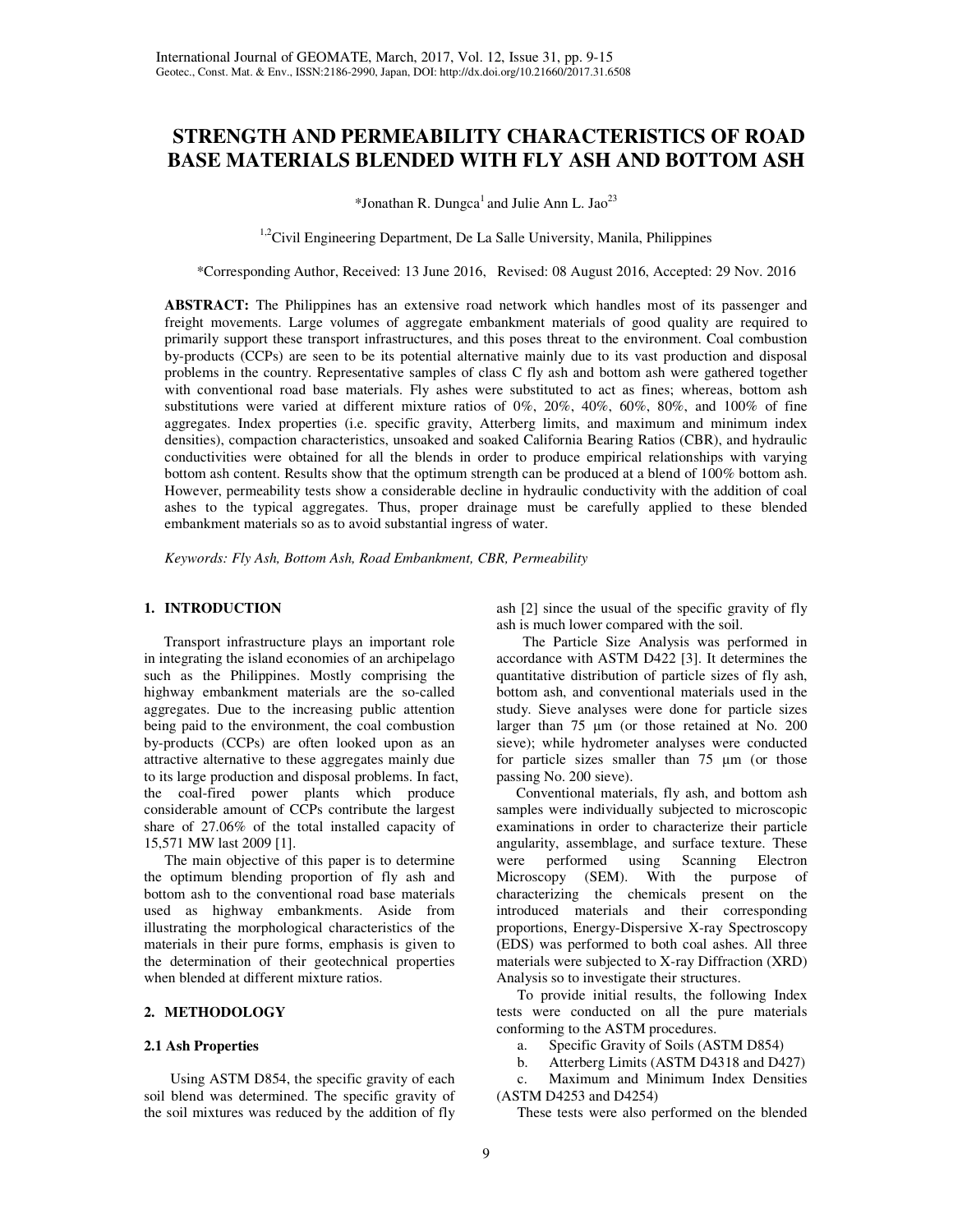# STRENGTH AND PERMEABILITY CHARACTERISTICS OF ROAD BASE MATERIALS BLENDED WITH FLY ASH AND BOTTOM ASH

*Jonathan R. Dungca[1] and Julie Ann L. Jao[23]

[1,2]Civil Engineering Department, De La Salle University, Manila, Philippines

*Corresponding Author, Received: 13 June 2016, Revised: 08 August 2016, Accepted: 29 Nov. 2016

**ABSTRACT:** The Philippines has an extensive road network which handles most of its passenger and freight movements. Large volumes of aggregate embankment materials of good quality are required to primarily support these transport infrastructures, and this poses threat to the environment. Coal combustion by-products (CCPs) are seen to be its potential alternative mainly due to its vast production and disposal problems in the country. Representative samples of class C fly ash and bottom ash were gathered together with conventional road base materials. Fly ashes were substituted to act as fines; whereas, bottom ash substitutions were varied at different mixture ratios of 0%, 20%, 40%, 60%, 80%, and 100% of fine aggregates. Index properties (i.e. specific gravity, Atterberg limits, and maximum and minimum index densities), compaction characteristics, unsoaked and soaked California Bearing Ratios (CBR), and hydraulic conductivities were obtained for all the blends in order to produce empirical relationships with varying bottom ash content. Results show that the optimum strength can be produced at a blend of 100% bottom ash. However, permeability tests show a considerable decline in hydraulic conductivity with the addition of coal ashes to the typical aggregates. Thus, proper drainage must be carefully applied to these blended embankment materials so as to avoid substantial ingress of water.

*Keywords: Fly Ash, Bottom Ash, Road Embankment, CBR, Permeability*

## 1. INTRODUCTION

Transport infrastructure plays an important role in integrating the island economies of an archipelago such as the Philippines. Mostly comprising the highway embankment materials are the so-called aggregates. Due to the increasing public attention being paid to the environment, the coal combustion by-products (CCPs) are often looked upon as an attractive alternative to these aggregates mainly due to its large production and disposal problems. In fact, the coal-fired power plants which produce considerable amount of CCPs contribute the largest share of 27.06% of the total installed capacity of 15,571 MW last 2009 [1].

The main objective of this paper is to determine the optimum blending proportion of fly ash and bottom ash to the conventional road base materials used as highway embankments. Aside from illustrating the morphological characteristics of the materials in their pure forms, emphasis is given to the determination of their geotechnical properties when blended at different mixture ratios.

## 2. METHODOLOGY

### 2.1 Ash Properties

Using ASTM D854, the specific gravity of each soil blend was determined. The specific gravity of the soil mixtures was reduced by the addition of fly ash [2] since the usual of the specific gravity of fly ash is much lower compared with the soil.

The Particle Size Analysis was performed in accordance with ASTM D422 [3]. It determines the quantitative distribution of particle sizes of fly ash, bottom ash, and conventional materials used in the study. Sieve analyses were done for particle sizes larger than 75 μm (or those retained at No. 200 sieve); while hydrometer analyses were conducted for particle sizes smaller than 75 μm (or those passing No. 200 sieve).

Conventional materials, fly ash, and bottom ash samples were individually subjected to microscopic examinations in order to characterize their particle angularity, assemblage, and surface texture. These were performed using Scanning Electron Microscopy (SEM). With the purpose of characterizing the chemicals present on the introduced materials and their corresponding proportions, Energy-Dispersive X-ray Spectroscopy (EDS) was performed to both coal ashes. All three materials were subjected to X-ray Diffraction (XRD) Analysis so to investigate their structures.

To provide initial results, the following Index tests were conducted on all the pure materials conforming to the ASTM procedures.

a. Specific Gravity of Soils (ASTM D854)
b. Atterberg Limits (ASTM D4318 and D427)
c. Maximum and Minimum Index Densities (ASTM D4253 and D4254)

These tests were also performed on the blended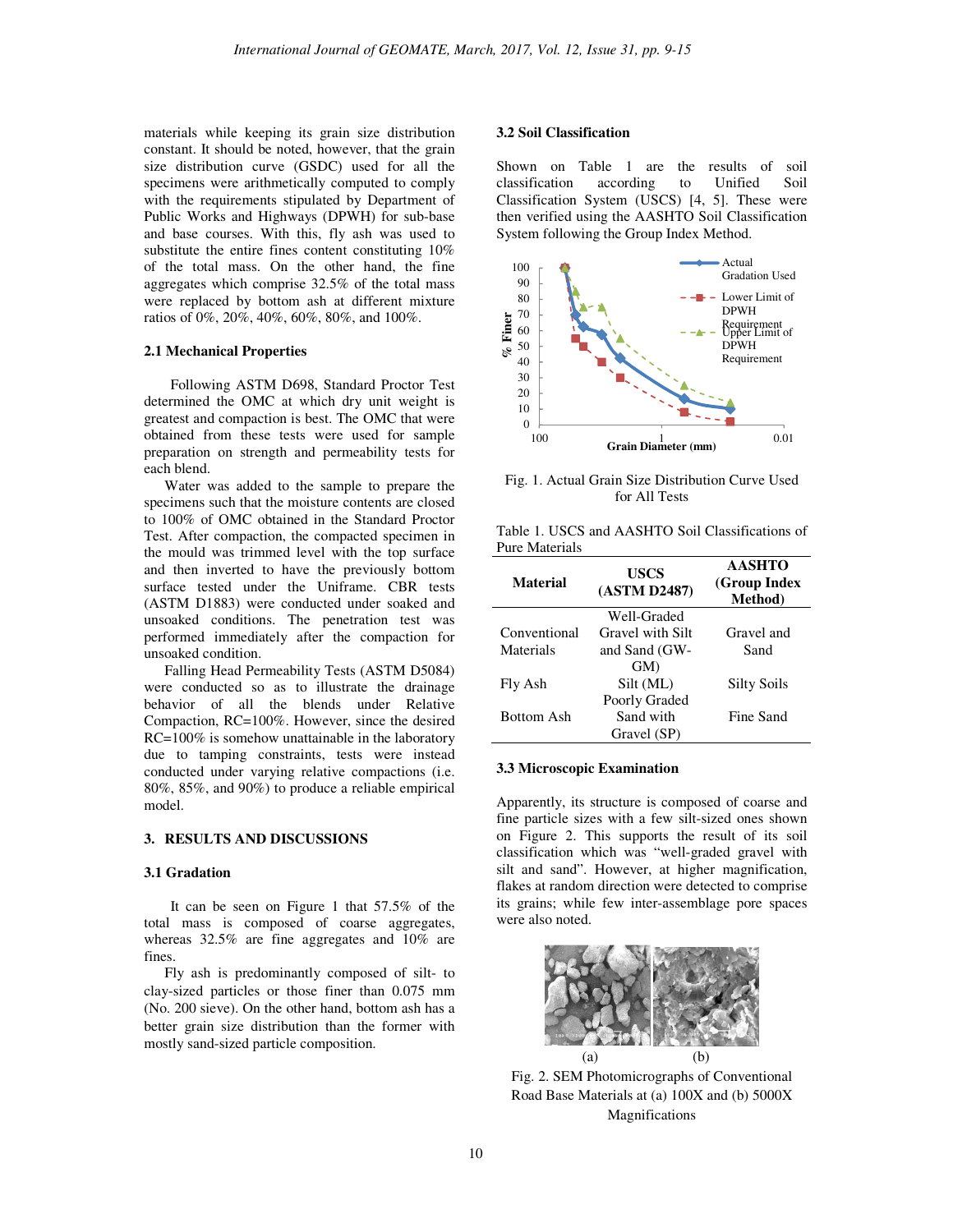materials while keeping its grain size distribution constant. It should be noted, however, that the grain size distribution curve (GSDC) used for all the specimens were arithmetically computed to comply with the requirements stipulated by Department of Public Works and Highways (DPWH) for sub-base and base courses. With this, fly ash was used to substitute the entire fines content constituting 10% of the total mass. On the other hand, the fine aggregates which comprise 32.5% of the total mass were replaced by bottom ash at different mixture ratios of 0%, 20%, 40%, 60%, 80%, and 100%.

### 2.1 Mechanical Properties

Following ASTM D698, Standard Proctor Test determined the OMC at which dry unit weight is greatest and compaction is best. The OMC that were obtained from these tests were used for sample preparation on strength and permeability tests for each blend.

Water was added to the sample to prepare the specimens such that the moisture contents are closed to 100% of OMC obtained in the Standard Proctor Test. After compaction, the compacted specimen in the mould was trimmed level with the top surface and then inverted to have the previously bottom surface tested under the Uniframe. CBR tests (ASTM D1883) were conducted under soaked and unsoaked conditions. The penetration test was performed immediately after the compaction for unsoaked condition.

Falling Head Permeability Tests (ASTM D5084) were conducted so as to illustrate the drainage behavior of all the blends under Relative Compaction, RC=100%. However, since the desired RC=100% is somehow unattainable in the laboratory due to tamping constraints, tests were instead conducted under varying relative compactions (i.e. 80%, 85%, and 90%) to produce a reliable empirical model.

## 3. RESULTS AND DISCUSSIONS

### 3.1 Gradation

It can be seen on Figure 1 that 57.5% of the total mass is composed of coarse aggregates, whereas 32.5% are fine aggregates and 10% are fines.

Fly ash is predominantly composed of silt- to clay-sized particles or those finer than 0.075 mm (No. 200 sieve). On the other hand, bottom ash has a better grain size distribution than the former with mostly sand-sized particle composition.

### 3.2 Soil Classification

Shown on Table 1 are the results of soil classification according to Unified Soil Classification System (USCS) [4, 5]. These were then verified using the AASHTO Soil Classification System following the Group Index Method.

Fig. 1. Actual Grain Size Distribution Curve Used for All Tests

Table 1. USCS and AASHTO Soil Classifications of Pure Materials

| Material | USCS (ASTM D2487) | AASHTO (Group Index Method) |
|---|---|---|
| Conventional Materials | Well-Graded Gravel with Silt and Sand (GW-GM) | Gravel and Sand |
| Fly Ash | Silt (ML) | Silty Soils |
| Bottom Ash | Poorly Graded Sand with Gravel (SP) | Fine Sand |

### 3.3 Microscopic Examination

Apparently, its structure is composed of coarse and fine particle sizes with a few silt-sized ones shown on Figure 2. This supports the result of its soil classification which was "well-graded gravel with silt and sand". However, at higher magnification, flakes at random direction were detected to comprise its grains; while few inter-assemblage pore spaces were also noted.

(a) (b)

Fig. 2. SEM Photomicrographs of Conventional Road Base Materials at (a) 100X and (b) 5000X Magnifications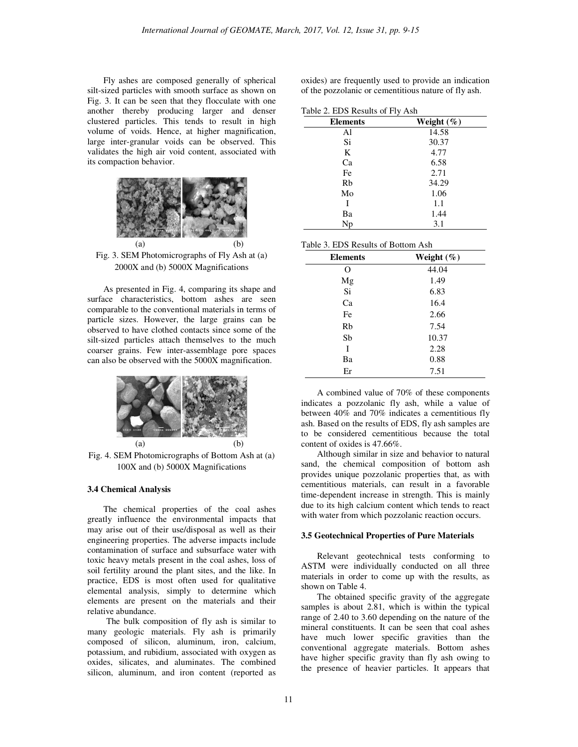Fly ashes are composed generally of spherical silt-sized particles with smooth surface as shown on Fig. 3. It can be seen that they flocculate with one another thereby producing larger and denser clustered particles. This tends to result in high volume of voids. Hence, at higher magnification, large inter-granular voids can be observed. This validates the high air void content, associated with its compaction behavior.

(a) (b)

Fig. 3. SEM Photomicrographs of Fly Ash at (a) 2000X and (b) 5000X Magnifications

As presented in Fig. 4, comparing its shape and surface characteristics, bottom ashes are seen comparable to the conventional materials in terms of particle sizes. However, the large grains can be observed to have clothed contacts since some of the silt-sized particles attach themselves to the much coarser grains. Few inter-assemblage pore spaces can also be observed with the 5000X magnification.

(a) (b)

Fig. 4. SEM Photomicrographs of Bottom Ash at (a) 100X and (b) 5000X Magnifications

### 3.4 Chemical Analysis

The chemical properties of the coal ashes greatly influence the environmental impacts that may arise out of their use/disposal as well as their engineering properties. The adverse impacts include contamination of surface and subsurface water with toxic heavy metals present in the coal ashes, loss of soil fertility around the plant sites, and the like. In practice, EDS is most often used for qualitative elemental analysis, simply to determine which elements are present on the materials and their relative abundance.

The bulk composition of fly ash is similar to many geologic materials. Fly ash is primarily composed of silicon, aluminum, iron, calcium, potassium, and rubidium, associated with oxygen as oxides, silicates, and aluminates. The combined silicon, aluminum, and iron content (reported as oxides) are frequently used to provide an indication of the pozzolanic or cementitious nature of fly ash.

Table 2. EDS Results of Fly Ash

| Elements | Weight (%) |
|---|---|
| Al | 14.58 |
| Si | 30.37 |
| K | 4.77 |
| Ca | 6.58 |
| Fe | 2.71 |
| Rb | 34.29 |
| Mo | 1.06 |
| I | 1.1 |
| Ba | 1.44 |
| Np | 3.1 |

Table 3. EDS Results of Bottom Ash

| Elements | Weight (%) |
|---|---|
| O | 44.04 |
| Mg | 1.49 |
| Si | 6.83 |
| Ca | 16.4 |
| Fe | 2.66 |
| Rb | 7.54 |
| Sb | 10.37 |
| I | 2.28 |
| Ba | 0.88 |
| Er | 7.51 |

A combined value of 70% of these components indicates a pozzolanic fly ash, while a value of between 40% and 70% indicates a cementitious fly ash. Based on the results of EDS, fly ash samples are to be considered cementitious because the total content of oxides is 47.66%.

Although similar in size and behavior to natural sand, the chemical composition of bottom ash provides unique pozzolanic properties that, as with cementitious materials, can result in a favorable time-dependent increase in strength. This is mainly due to its high calcium content which tends to react with water from which pozzolanic reaction occurs.

### 3.5 Geotechnical Properties of Pure Materials

Relevant geotechnical tests conforming to ASTM were individually conducted on all three materials in order to come up with the results, as shown on Table 4.

The obtained specific gravity of the aggregate samples is about 2.81, which is within the typical range of 2.40 to 3.60 depending on the nature of the mineral constituents. It can be seen that coal ashes have much lower specific gravities than the conventional aggregate materials. Bottom ashes have higher specific gravity than fly ash owing to the presence of heavier particles. It appears that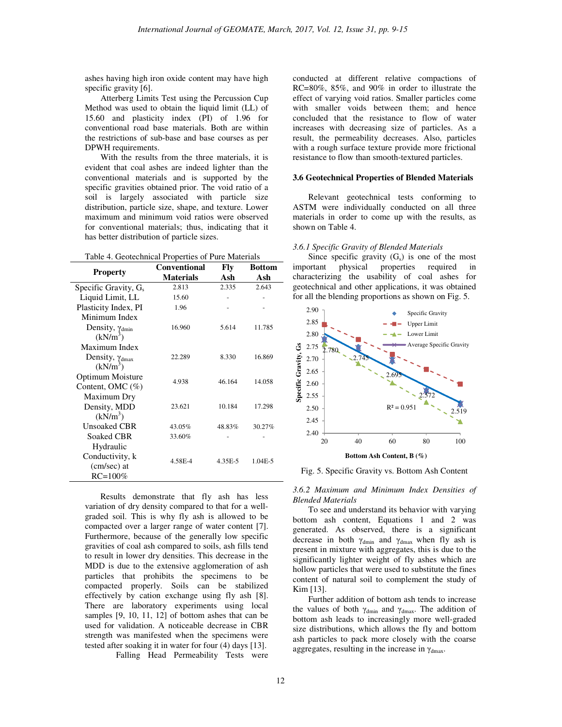ashes having high iron oxide content may have high specific gravity [6].

Atterberg Limits Test using the Percussion Cup Method was used to obtain the liquid limit (LL) of 15.60 and plasticity index (PI) of 1.96 for conventional road base materials. Both are within the restrictions of sub-base and base courses as per DPWH requirements.

With the results from the three materials, it is evident that coal ashes are indeed lighter than the conventional materials and is supported by the specific gravities obtained prior. The void ratio of a soil is largely associated with particle size distribution, particle size, shape, and texture. Lower maximum and minimum void ratios were observed for conventional materials; thus, indicating that it has better distribution of particle sizes.

Table 4. Geotechnical Properties of Pure Materials

| Property | Conventional Materials | Fly Ash | Bottom Ash |
|---|---|---|---|
| Specific Gravity, $G_s$ | 2.813 | 2.335 | 2.643 |
| Liquid Limit, LL | 15.60 | - | - |
| Plasticity Index, PI | 1.96 | - | - |
| Minimum Index Density, $\gamma_{dmin}$ (kN/m$^3$) | 16.960 | 5.614 | 11.785 |
| Maximum Index Density, $\gamma_{dmax}$ (kN/m$^3$) | 22.289 | 8.330 | 16.869 |
| Optimum Moisture Content, OMC (%) | 4.938 | 46.164 | 14.058 |
| Maximum Dry Density, MDD (kN/m$^3$) | 23.621 | 10.184 | 17.298 |
| Unsoaked CBR | 43.05% | 48.83% | 30.27% |
| Soaked CBR | 33.60% | - | - |
| Hydraulic Conductivity, k (cm/sec) at RC=100% | 4.58E-4 | 4.35E-5 | 1.04E-5 |

Results demonstrate that fly ash has less variation of dry density compared to that for a well-graded soil. This is why fly ash is allowed to be compacted over a larger range of water content [7]. Furthermore, because of the generally low specific gravities of coal ash compared to soils, ash fills tend to result in lower dry densities. This decrease in the MDD is due to the extensive agglomeration of ash particles that prohibits the specimens to be compacted properly. Soils can be stabilized effectively by cation exchange using fly ash [8]. There are laboratory experiments using local samples [9, 10, 11, 12] of bottom ashes that can be used for validation. A noticeable decrease in CBR strength was manifested when the specimens were tested after soaking it in water for four (4) days [13].

Falling Head Permeability Tests were conducted at different relative compactions of RC=80%, 85%, and 90% in order to illustrate the effect of varying void ratios. Smaller particles come with smaller voids between them; and hence concluded that the resistance to flow of water increases with decreasing size of particles. As a result, the permeability decreases. Also, particles with a rough surface texture provide more frictional resistance to flow than smooth-textured particles.

### 3.6 Geotechnical Properties of Blended Materials

Relevant geotechnical tests conforming to ASTM were individually conducted on all three materials in order to come up with the results, as shown on Table 4.

#### *3.6.1 Specific Gravity of Blended Materials*

Since specific gravity ($G_s$) is one of the most important physical properties required in characterizing the usability of coal ashes for geotechnical and other applications, it was obtained for all the blending proportions as shown on Fig. 5.

Fig. 5. Specific Gravity vs. Bottom Ash Content

#### *3.6.2 Maximum and Minimum Index Densities of Blended Materials*

To see and understand its behavior with varying bottom ash content, Equations 1 and 2 was generated. As observed, there is a significant decrease in both $\gamma_{dmin}$ and $\gamma_{dmax}$ when fly ash is present in mixture with aggregates, this is due to the significantly lighter weight of fly ashes which are hollow particles that were used to substitute the fines content of natural soil to complement the study of Kim [13].

Further addition of bottom ash tends to increase the values of both $\gamma_{dmin}$ and $\gamma_{dmax}$. The addition of bottom ash leads to increasingly more well-graded size distributions, which allows the fly and bottom ash particles to pack more closely with the coarse aggregates, resulting in the increase in $\gamma_{dmax}$.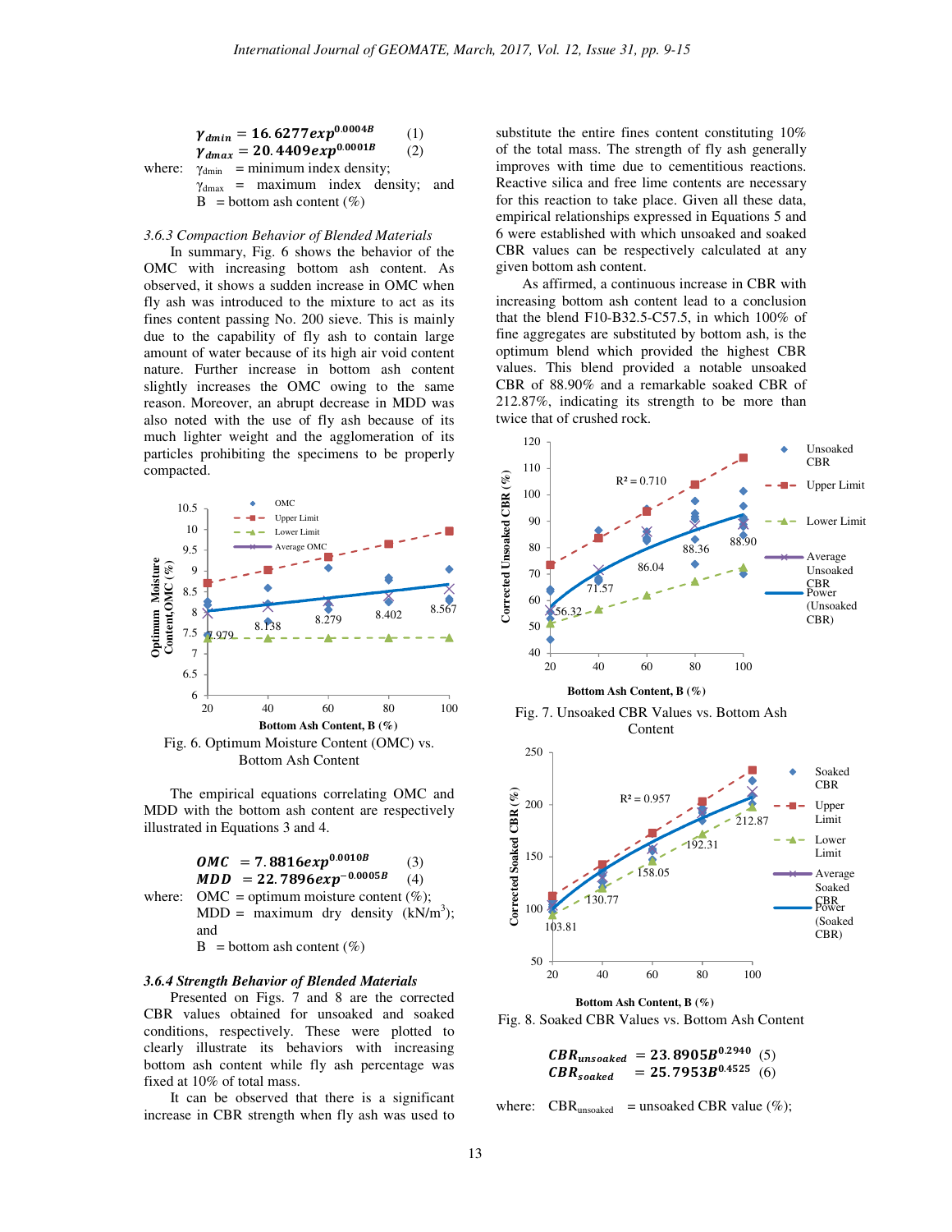$$\gamma_{dmin} = 16.6277exp^{0.0004B} \quad (1)$$
$$\gamma_{dmax} = 20.4409exp^{0.0001B} \quad (2)$$

where: $\gamma_{dmin}$ = minimum index density;
$\gamma_{dmax}$ = maximum index density; and
B = bottom ash content (%)

*3.6.3 Compaction Behavior of Blended Materials*

In summary, Fig. 6 shows the behavior of the OMC with increasing bottom ash content. As observed, it shows a sudden increase in OMC when fly ash was introduced to the mixture to act as its fines content passing No. 200 sieve. This is mainly due to the capability of fly ash to contain large amount of water because of its high air void content nature. Further increase in bottom ash content slightly increases the OMC owing to the same reason. Moreover, an abrupt decrease in MDD was also noted with the use of fly ash because of its much lighter weight and the agglomeration of its particles prohibiting the specimens to be properly compacted.

Fig. 6. Optimum Moisture Content (OMC) vs. Bottom Ash Content

The empirical equations correlating OMC and MDD with the bottom ash content are respectively illustrated in Equations 3 and 4.

$$OMC = 7.8816exp^{0.0010B} \quad (3)$$
$$MDD = 22.7896exp^{-0.0005B} \quad (4)$$

where: OMC = optimum moisture content (%);
MDD = maximum dry density ($kN/m^3$); and
B = bottom ash content (%)

***3.6.4 Strength Behavior of Blended Materials***

Presented on Figs. 7 and 8 are the corrected CBR values obtained for unsoaked and soaked conditions, respectively. These were plotted to clearly illustrate its behaviors with increasing bottom ash content while fly ash percentage was fixed at 10% of total mass.

It can be observed that there is a significant increase in CBR strength when fly ash was used to substitute the entire fines content constituting 10% of the total mass. The strength of fly ash generally improves with time due to cementitious reactions. Reactive silica and free lime contents are necessary for this reaction to take place. Given all these data, empirical relationships expressed in Equations 5 and 6 were established with which unsoaked and soaked CBR values can be respectively calculated at any given bottom ash content.

As affirmed, a continuous increase in CBR with increasing bottom ash content lead to a conclusion that the blend F10-B32.5-C57.5, in which 100% of fine aggregates are substituted by bottom ash, is the optimum blend which provided the highest CBR values. This blend provided a notable unsoaked CBR of 88.90% and a remarkable soaked CBR of 212.87%, indicating its strength to be more than twice that of crushed rock.

Fig. 7. Unsoaked CBR Values vs. Bottom Ash Content

Fig. 8. Soaked CBR Values vs. Bottom Ash Content

$$CBR_{unsoaked} = 23.8905B^{0.2940} \quad (5)$$
$$CBR_{soaked} = 25.7953B^{0.4525} \quad (6)$$

where: $CBR_{unsoaked}$ = unsoaked CBR value (%);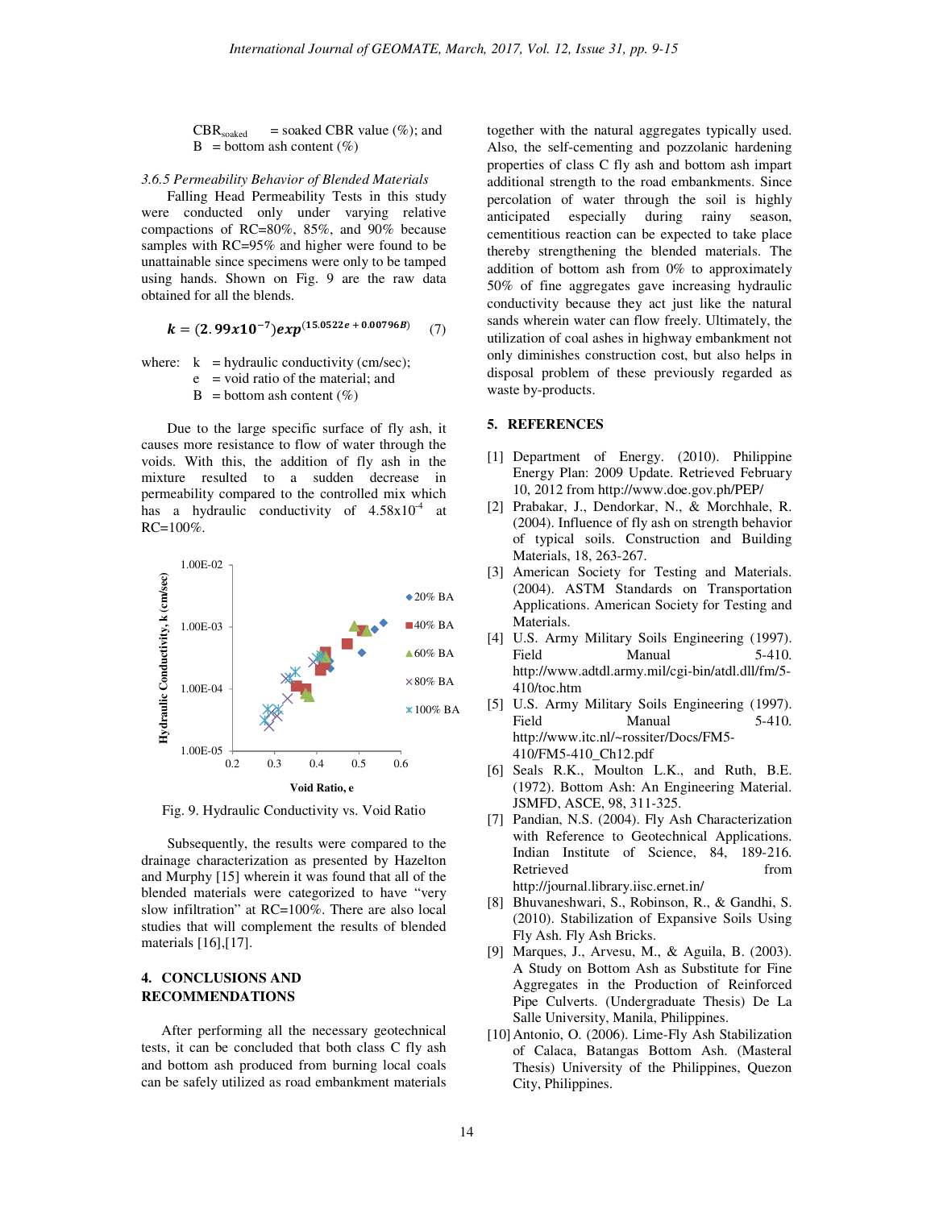$CBR_{soaked}$ = soaked CBR value (%); and
B = bottom ash content (%)

*3.6.5 Permeability Behavior of Blended Materials*

Falling Head Permeability Tests in this study were conducted only under varying relative compactions of RC=80%, 85%, and 90% because samples with RC=95% and higher were found to be unattainable since specimens were only to be tamped using hands. Shown on Fig. 9 are the raw data obtained for all the blends.

$$\boldsymbol{k} = (\mathbf{2.99x10^{-7}})\boldsymbol{exp}^{(\mathbf{15.0522}\boldsymbol{e} + \mathbf{0.00796}\boldsymbol{B})} \quad (7)$$

where: k = hydraulic conductivity (cm/sec);
e = void ratio of the material; and
B = bottom ash content (%)

Due to the large specific surface of fly ash, it causes more resistance to flow of water through the voids. With this, the addition of fly ash in the mixture resulted to a sudden decrease in permeability compared to the controlled mix which has a hydraulic conductivity of $4.58x10^{-4}$ at RC=100%.

Fig. 9. Hydraulic Conductivity vs. Void Ratio

Subsequently, the results were compared to the drainage characterization as presented by Hazelton and Murphy [15] wherein it was found that all of the blended materials were categorized to have "very slow infiltration" at RC=100%. There are also local studies that will complement the results of blended materials [16],[17].

## 4. CONCLUSIONS AND RECOMMENDATIONS

After performing all the necessary geotechnical tests, it can be concluded that both class C fly ash and bottom ash produced from burning local coals can be safely utilized as road embankment materials together with the natural aggregates typically used. Also, the self-cementing and pozzolanic hardening properties of class C fly ash and bottom ash impart additional strength to the road embankments. Since percolation of water through the soil is highly anticipated especially during rainy season, cementitious reaction can be expected to take place thereby strengthening the blended materials. The addition of bottom ash from 0% to approximately 50% of fine aggregates gave increasing hydraulic conductivity because they act just like the natural sands wherein water can flow freely. Ultimately, the utilization of coal ashes in highway embankment not only diminishes construction cost, but also helps in disposal problem of these previously regarded as waste by-products.

## 5. REFERENCES

[1] Department of Energy. (2010). Philippine Energy Plan: 2009 Update. Retrieved February 10, 2012 from http://www.doe.gov.ph/PEP/

[2] Prabakar, J., Dendorkar, N., & Morchhale, R. (2004). Influence of fly ash on strength behavior of typical soils. Construction and Building Materials, 18, 263-267.

[3] American Society for Testing and Materials. (2004). ASTM Standards on Transportation Applications. American Society for Testing and Materials.

[4] U.S. Army Military Soils Engineering (1997). Field Manual 5-410. http://www.adtdl.army.mil/cgi-bin/atdl.dll/fm/5-410/toc.htm

[5] U.S. Army Military Soils Engineering (1997). Field Manual 5-410. http://www.itc.nl/~rossiter/Docs/FM5-410/FM5-410_Ch12.pdf

[6] Seals R.K., Moulton L.K., and Ruth, B.E. (1972). Bottom Ash: An Engineering Material. JSMFD, ASCE, 98, 311-325.

[7] Pandian, N.S. (2004). Fly Ash Characterization with Reference to Geotechnical Applications. Indian Institute of Science, 84, 189-216. Retrieved from http://journal.library.iisc.ernet.in/

[8] Bhuvaneshwari, S., Robinson, R., & Gandhi, S. (2010). Stabilization of Expansive Soils Using Fly Ash. Fly Ash Bricks.

[9] Marques, J., Arvesu, M., & Aguila, B. (2003). A Study on Bottom Ash as Substitute for Fine Aggregates in the Production of Reinforced Pipe Culverts. (Undergraduate Thesis) De La Salle University, Manila, Philippines.

[10] Antonio, O. (2006). Lime-Fly Ash Stabilization of Calaca, Batangas Bottom Ash. (Masteral Thesis) University of the Philippines, Quezon City, Philippines.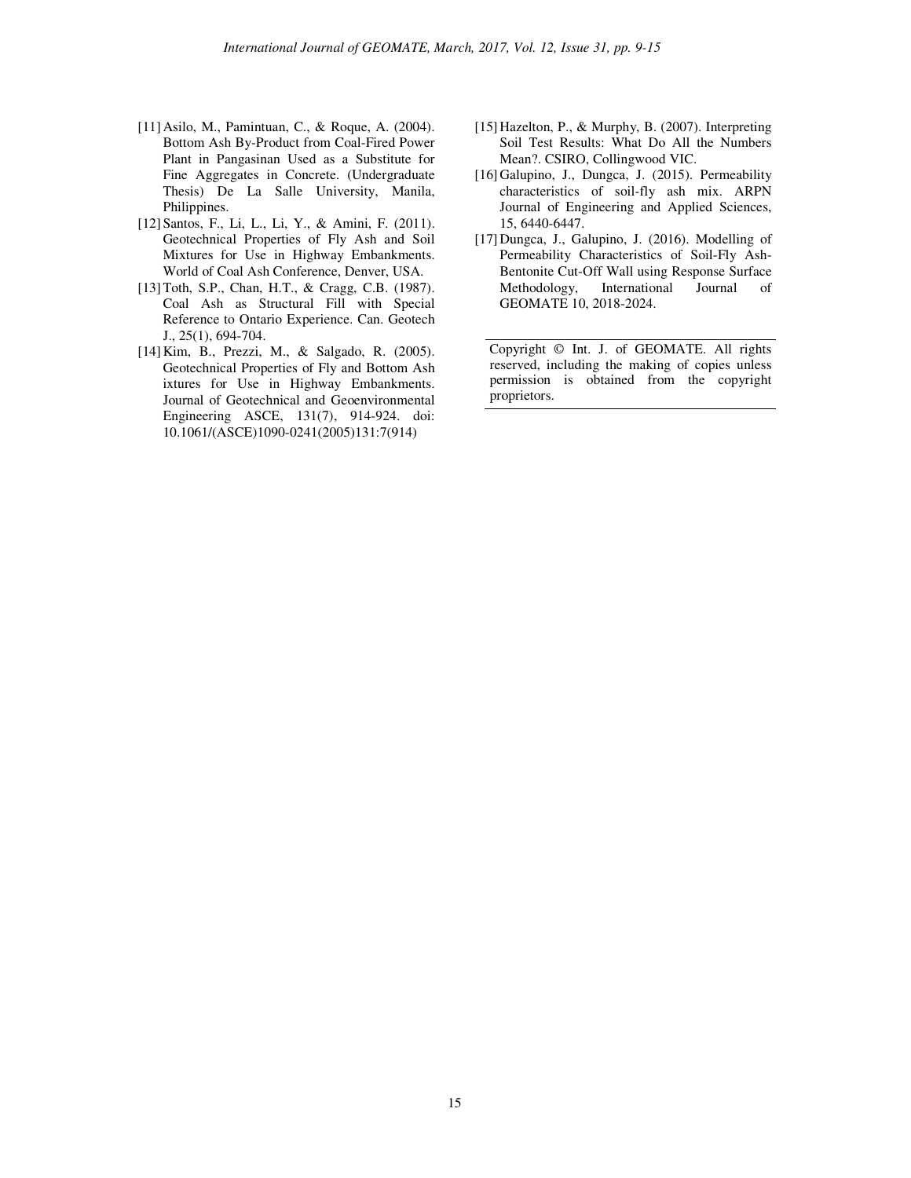[11] Asilo, M., Pamintuan, C., & Roque, A. (2004). Bottom Ash By-Product from Coal-Fired Power Plant in Pangasinan Used as a Substitute for Fine Aggregates in Concrete. (Undergraduate Thesis) De La Salle University, Manila, Philippines.

[12] Santos, F., Li, L., Li, Y., & Amini, F. (2011). Geotechnical Properties of Fly Ash and Soil Mixtures for Use in Highway Embankments. World of Coal Ash Conference, Denver, USA.

[13] Toth, S.P., Chan, H.T., & Cragg, C.B. (1987). Coal Ash as Structural Fill with Special Reference to Ontario Experience. Can. Geotech J., 25(1), 694-704.

[14] Kim, B., Prezzi, M., & Salgado, R. (2005). Geotechnical Properties of Fly and Bottom Ash ixtures for Use in Highway Embankments. Journal of Geotechnical and Geoenvironmental Engineering ASCE, 131(7), 914-924. doi: 10.1061/(ASCE)1090-0241(2005)131:7(914)

[15] Hazelton, P., & Murphy, B. (2007). Interpreting Soil Test Results: What Do All the Numbers Mean?. CSIRO, Collingwood VIC.

[16] Galupino, J., Dungca, J. (2015). Permeability characteristics of soil-fly ash mix. ARPN Journal of Engineering and Applied Sciences, 15, 6440-6447.

[17] Dungca, J., Galupino, J. (2016). Modelling of Permeability Characteristics of Soil-Fly Ash-Bentonite Cut-Off Wall using Response Surface Methodology, International Journal of GEOMATE 10, 2018-2024.

Copyright © Int. J. of GEOMATE. All rights reserved, including the making of copies unless permission is obtained from the copyright proprietors.